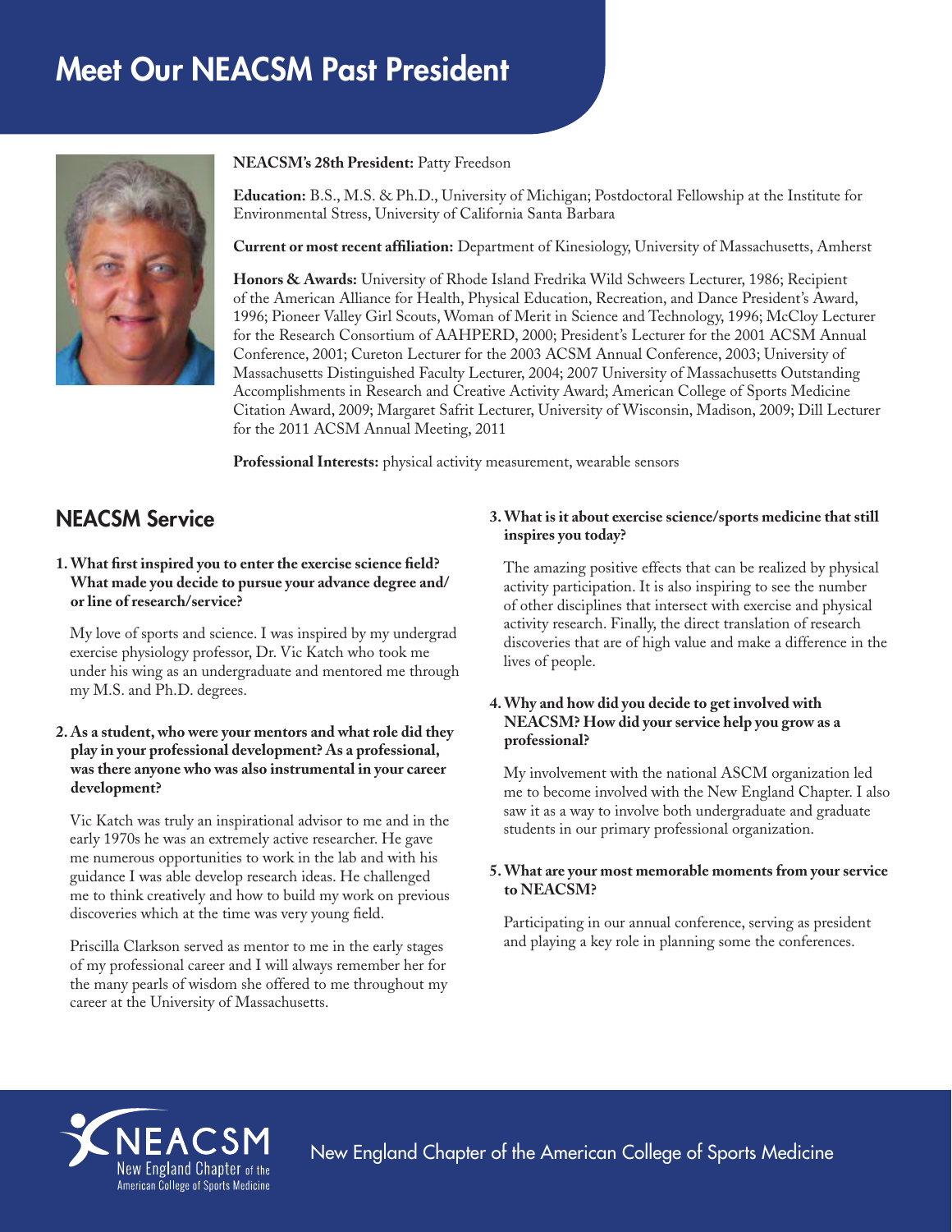# Meet Our NEACSM Past President

**NEACSM's 28th President:** Patty Freedson

**Education:** B.S., M.S. & Ph.D., University of Michigan; Postdoctoral Fellowship at the Institute for Environmental Stress, University of California Santa Barbara

**Current or most recent affiliation:** Department of Kinesiology, University of Massachusetts, Amherst

**Honors & Awards:** University of Rhode Island Fredrika Wild Schweers Lecturer, 1986; Recipient of the American Alliance for Health, Physical Education, Recreation, and Dance President's Award, 1996; Pioneer Valley Girl Scouts, Woman of Merit in Science and Technology, 1996; McCloy Lecturer for the Research Consortium of AAHPERD, 2000; President's Lecturer for the 2001 ACSM Annual Conference, 2001; Cureton Lecturer for the 2003 ACSM Annual Conference, 2003; University of Massachusetts Distinguished Faculty Lecturer, 2004; 2007 University of Massachusetts Outstanding Accomplishments in Research and Creative Activity Award; American College of Sports Medicine Citation Award, 2009; Margaret Safrit Lecturer, University of Wisconsin, Madison, 2009; Dill Lecturer for the 2011 ACSM Annual Meeting, 2011

**Professional Interests:** physical activity measurement, wearable sensors

## NEACSM Service

**1. What first inspired you to enter the exercise science field? What made you decide to pursue your advance degree and/or line of research/service?**

My love of sports and science. I was inspired by my undergrad exercise physiology professor, Dr. Vic Katch who took me under his wing as an undergraduate and mentored me through my M.S. and Ph.D. degrees.

**2. As a student, who were your mentors and what role did they play in your professional development? As a professional, was there anyone who was also instrumental in your career development?**

Vic Katch was truly an inspirational advisor to me and in the early 1970s he was an extremely active researcher. He gave me numerous opportunities to work in the lab and with his guidance I was able develop research ideas. He challenged me to think creatively and how to build my work on previous discoveries which at the time was very young field.

Priscilla Clarkson served as mentor to me in the early stages of my professional career and I will always remember her for the many pearls of wisdom she offered to me throughout my career at the University of Massachusetts.

**3. What is it about exercise science/sports medicine that still inspires you today?**

The amazing positive effects that can be realized by physical activity participation. It is also inspiring to see the number of other disciplines that intersect with exercise and physical activity research. Finally, the direct translation of research discoveries that are of high value and make a difference in the lives of people.

**4. Why and how did you decide to get involved with NEACSM? How did your service help you grow as a professional?**

My involvement with the national ASCM organization led me to become involved with the New England Chapter. I also saw it as a way to involve both undergraduate and graduate students in our primary professional organization.

**5. What are your most memorable moments from your service to NEACSM?**

Participating in our annual conference, serving as president and playing a key role in planning some the conferences.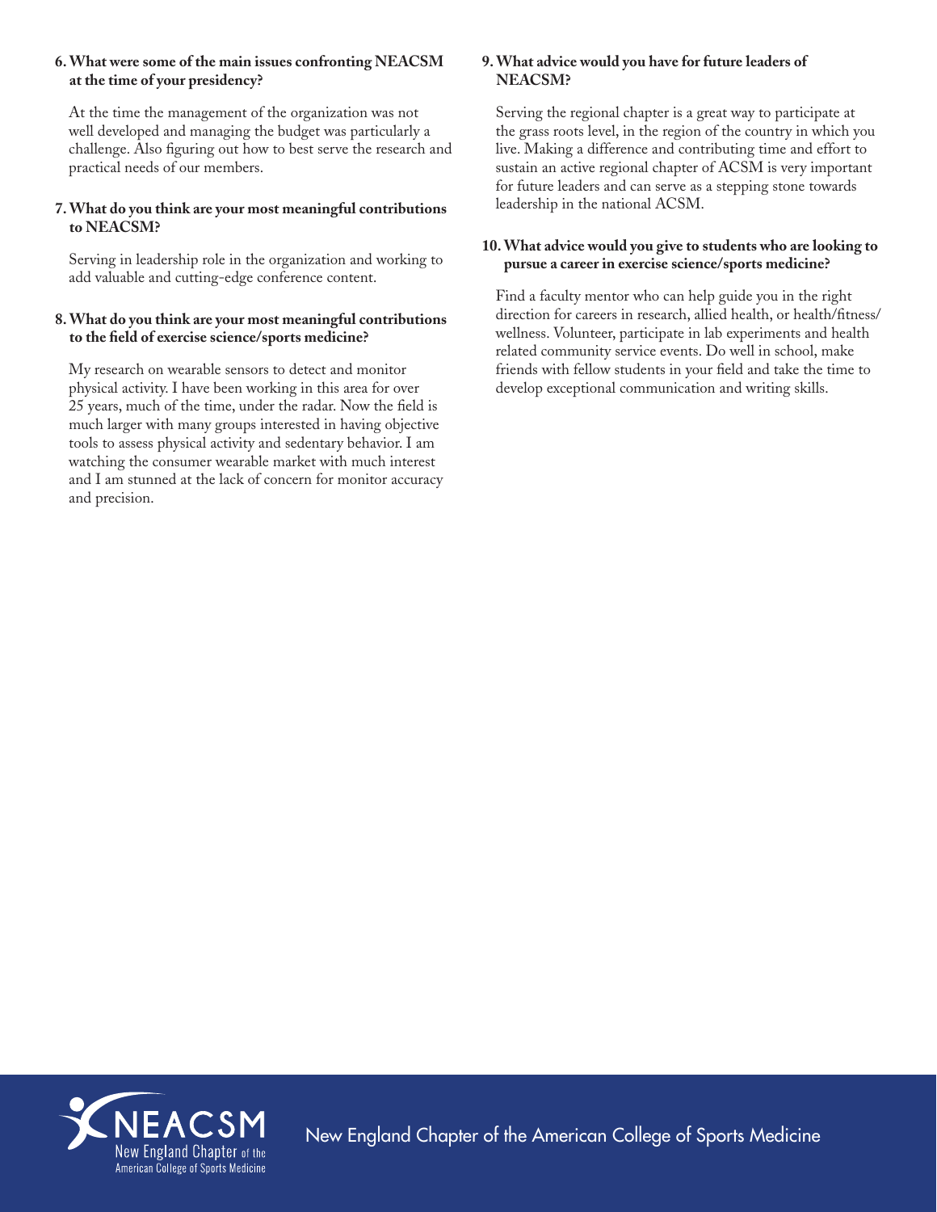**6. What were some of the main issues confronting NEACSM at the time of your presidency?**

At the time the management of the organization was not well developed and managing the budget was particularly a challenge. Also figuring out how to best serve the research and practical needs of our members.

**7. What do you think are your most meaningful contributions to NEACSM?**

Serving in leadership role in the organization and working to add valuable and cutting-edge conference content.

**8. What do you think are your most meaningful contributions to the field of exercise science/sports medicine?**

My research on wearable sensors to detect and monitor physical activity. I have been working in this area for over 25 years, much of the time, under the radar. Now the field is much larger with many groups interested in having objective tools to assess physical activity and sedentary behavior. I am watching the consumer wearable market with much interest and I am stunned at the lack of concern for monitor accuracy and precision.

**9. What advice would you have for future leaders of NEACSM?**

Serving the regional chapter is a great way to participate at the grass roots level, in the region of the country in which you live. Making a difference and contributing time and effort to sustain an active regional chapter of ACSM is very important for future leaders and can serve as a stepping stone towards leadership in the national ACSM.

**10. What advice would you give to students who are looking to pursue a career in exercise science/sports medicine?**

Find a faculty mentor who can help guide you in the right direction for careers in research, allied health, or health/fitness/wellness. Volunteer, participate in lab experiments and health related community service events. Do well in school, make friends with fellow students in your field and take the time to develop exceptional communication and writing skills.